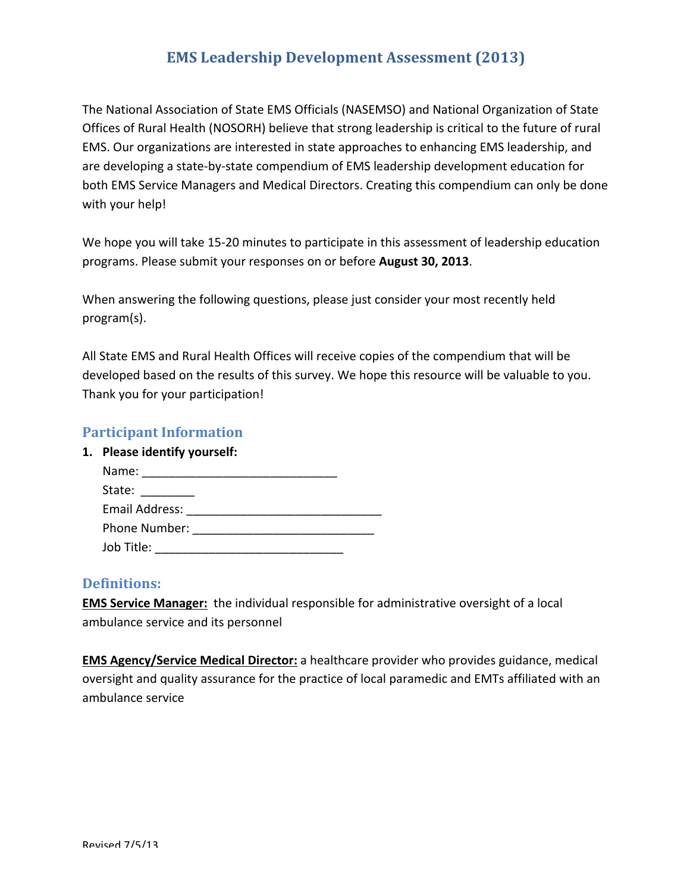# EMS Leadership Development Assessment (2013)

The National Association of State EMS Officials (NASEMSO) and National Organization of State Offices of Rural Health (NOSORH) believe that strong leadership is critical to the future of rural EMS. Our organizations are interested in state approaches to enhancing EMS leadership, and are developing a state-by-state compendium of EMS leadership development education for both EMS Service Managers and Medical Directors. Creating this compendium can only be done with your help!

We hope you will take 15-20 minutes to participate in this assessment of leadership education programs. Please submit your responses on or before **August 30, 2013**.

When answering the following questions, please just consider your most recently held program(s).

All State EMS and Rural Health Offices will receive copies of the compendium that will be developed based on the results of this survey. We hope this resource will be valuable to you. Thank you for your participation!

## Participant Information

1. **Please identify yourself:**

   Name: _____________________________

   State: ________

   Email Address: _____________________________

   Phone Number: ___________________________

   Job Title: ____________________________

## Definitions:

**EMS Service Manager:** the individual responsible for administrative oversight of a local ambulance service and its personnel

**EMS Agency/Service Medical Director:** a healthcare provider who provides guidance, medical oversight and quality assurance for the practice of local paramedic and EMTs affiliated with an ambulance service

Revised 7/5/13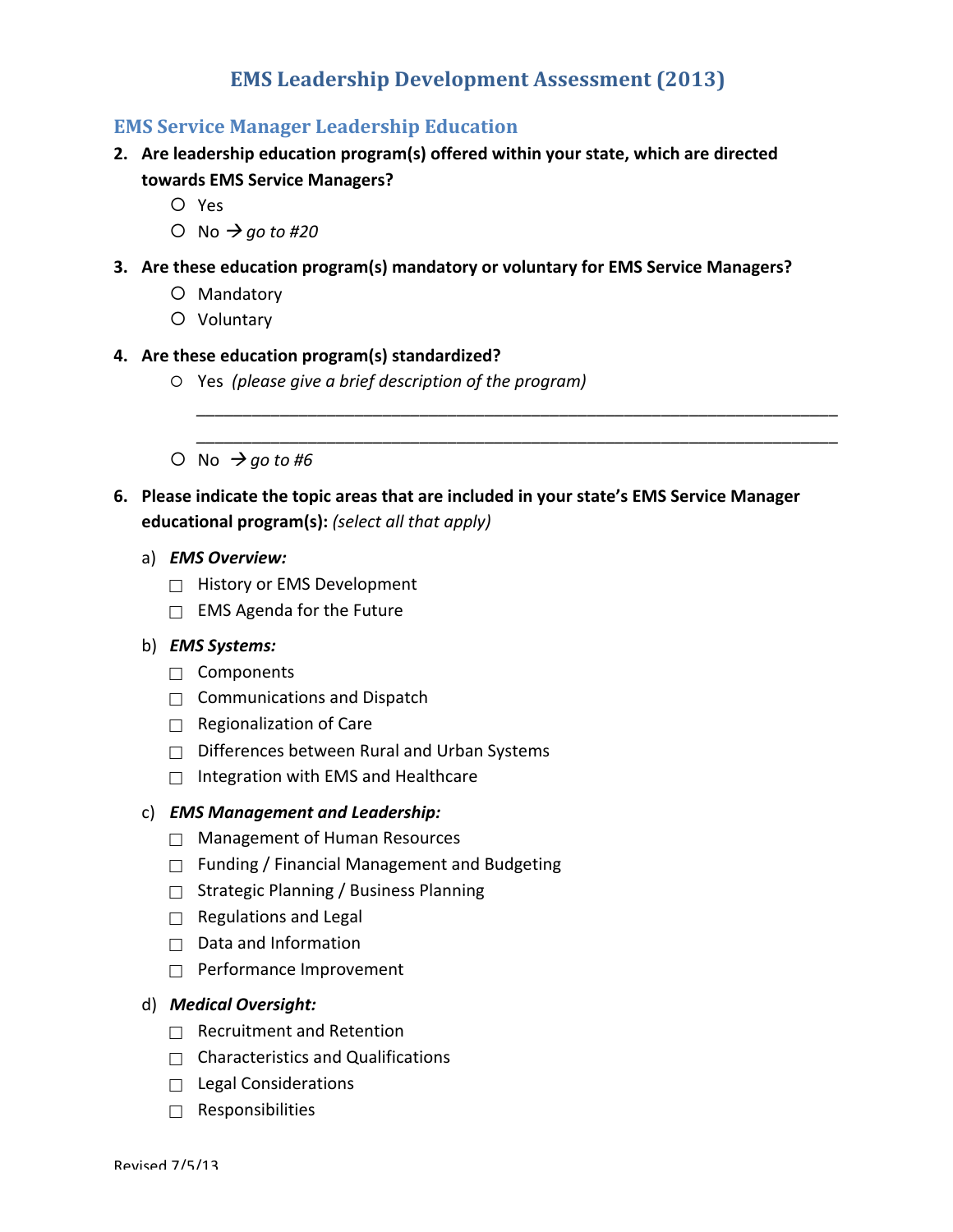# EMS Leadership Development Assessment (2013)

## EMS Service Manager Leadership Education

**2. Are leadership education program(s) offered within your state, which are directed towards EMS Service Managers?**

- ○ Yes
- ○ No → *go to #20*

**3. Are these education program(s) mandatory or voluntary for EMS Service Managers?**

- ○ Mandatory
- ○ Voluntary

**4. Are these education program(s) standardized?**

- ○ Yes *(please give a brief description of the program)*

  \_\_\_\_\_\_\_\_\_\_\_\_\_\_\_\_\_\_\_\_\_\_\_\_\_\_\_\_\_\_\_\_\_\_\_\_\_\_\_\_\_\_\_\_\_\_\_\_\_\_\_\_\_\_\_\_\_\_\_\_\_\_\_\_\_\_\_\_

  \_\_\_\_\_\_\_\_\_\_\_\_\_\_\_\_\_\_\_\_\_\_\_\_\_\_\_\_\_\_\_\_\_\_\_\_\_\_\_\_\_\_\_\_\_\_\_\_\_\_\_\_\_\_\_\_\_\_\_\_\_\_\_\_\_\_\_\_

- ○ No → *go to #6*

**6. Please indicate the topic areas that are included in your state's EMS Service Manager educational program(s):** *(select all that apply)*

a) ***EMS Overview:***

- ☐ History or EMS Development
- ☐ EMS Agenda for the Future

b) ***EMS Systems:***

- ☐ Components
- ☐ Communications and Dispatch
- ☐ Regionalization of Care
- ☐ Differences between Rural and Urban Systems
- ☐ Integration with EMS and Healthcare

c) ***EMS Management and Leadership:***

- ☐ Management of Human Resources
- ☐ Funding / Financial Management and Budgeting
- ☐ Strategic Planning / Business Planning
- ☐ Regulations and Legal
- ☐ Data and Information
- ☐ Performance Improvement

d) ***Medical Oversight:***

- ☐ Recruitment and Retention
- ☐ Characteristics and Qualifications
- ☐ Legal Considerations
- ☐ Responsibilities

Revised 7/5/13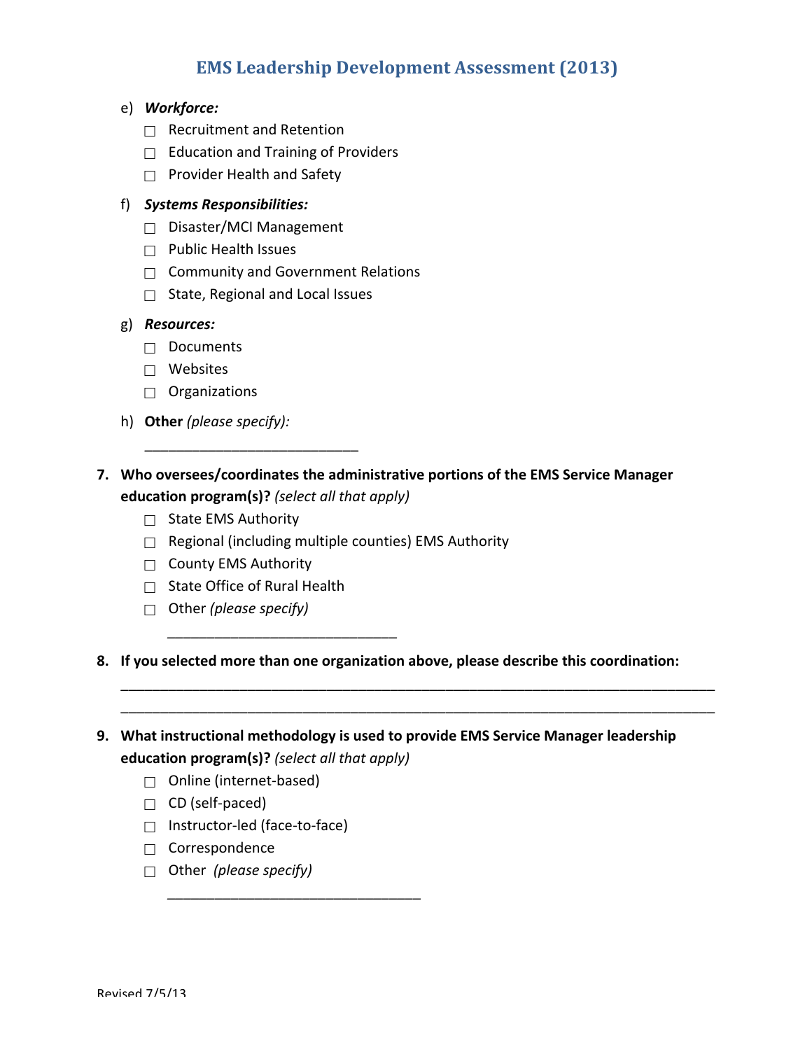e) ***Workforce:***
- ☐ Recruitment and Retention
- ☐ Education and Training of Providers
- ☐ Provider Health and Safety

f) ***Systems Responsibilities:***
- ☐ Disaster/MCI Management
- ☐ Public Health Issues
- ☐ Community and Government Relations
- ☐ State, Regional and Local Issues

g) ***Resources:***
- ☐ Documents
- ☐ Websites
- ☐ Organizations

h) **Other** *(please specify):*

___________________________

**7. Who oversees/coordinates the administrative portions of the EMS Service Manager education program(s)?** *(select all that apply)*
- ☐ State EMS Authority
- ☐ Regional (including multiple counties) EMS Authority
- ☐ County EMS Authority
- ☐ State Office of Rural Health
- ☐ Other *(please specify)*

_____________________________

**8. If you selected more than one organization above, please describe this coordination:**

_____________________________________________________________________________

_____________________________________________________________________________

**9. What instructional methodology is used to provide EMS Service Manager leadership education program(s)?** *(select all that apply)*
- ☐ Online (internet-based)
- ☐ CD (self-paced)
- ☐ Instructor-led (face-to-face)
- ☐ Correspondence
- ☐ Other *(please specify)*

________________________________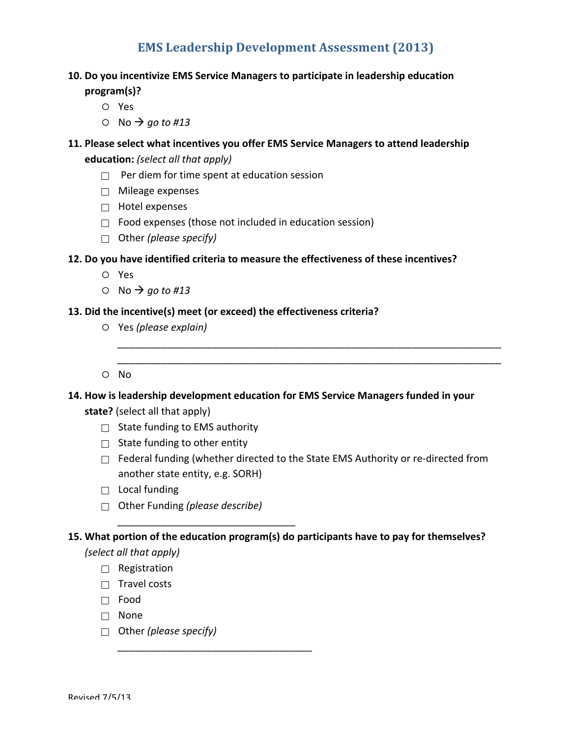# EMS Leadership Development Assessment (2013)

**10. Do you incentivize EMS Service Managers to participate in leadership education program(s)?**

- ○ Yes
- ○ No → *go to #13*

**11. Please select what incentives you offer EMS Service Managers to attend leadership education:** *(select all that apply)*

- ☐ Per diem for time spent at education session
- ☐ Mileage expenses
- ☐ Hotel expenses
- ☐ Food expenses (those not included in education session)
- ☐ Other *(please specify)*

**12. Do you have identified criteria to measure the effectiveness of these incentives?**

- ○ Yes
- ○ No → *go to #13*

**13. Did the incentive(s) meet (or exceed) the effectiveness criteria?**

- ○ Yes *(please explain)*

  ______________________________________________________________________

  ______________________________________________________________________

- ○ No

**14. How is leadership development education for EMS Service Managers funded in your state?** (select all that apply)

- ☐ State funding to EMS authority
- ☐ State funding to other entity
- ☐ Federal funding (whether directed to the State EMS Authority or re-directed from another state entity, e.g. SORH)
- ☐ Local funding
- ☐ Other Funding *(please describe)*

  ______________________________

**15. What portion of the education program(s) do participants have to pay for themselves?** *(select all that apply)*

- ☐ Registration
- ☐ Travel costs
- ☐ Food
- ☐ None
- ☐ Other *(please specify)*

  ________________________________

Revised 7/5/13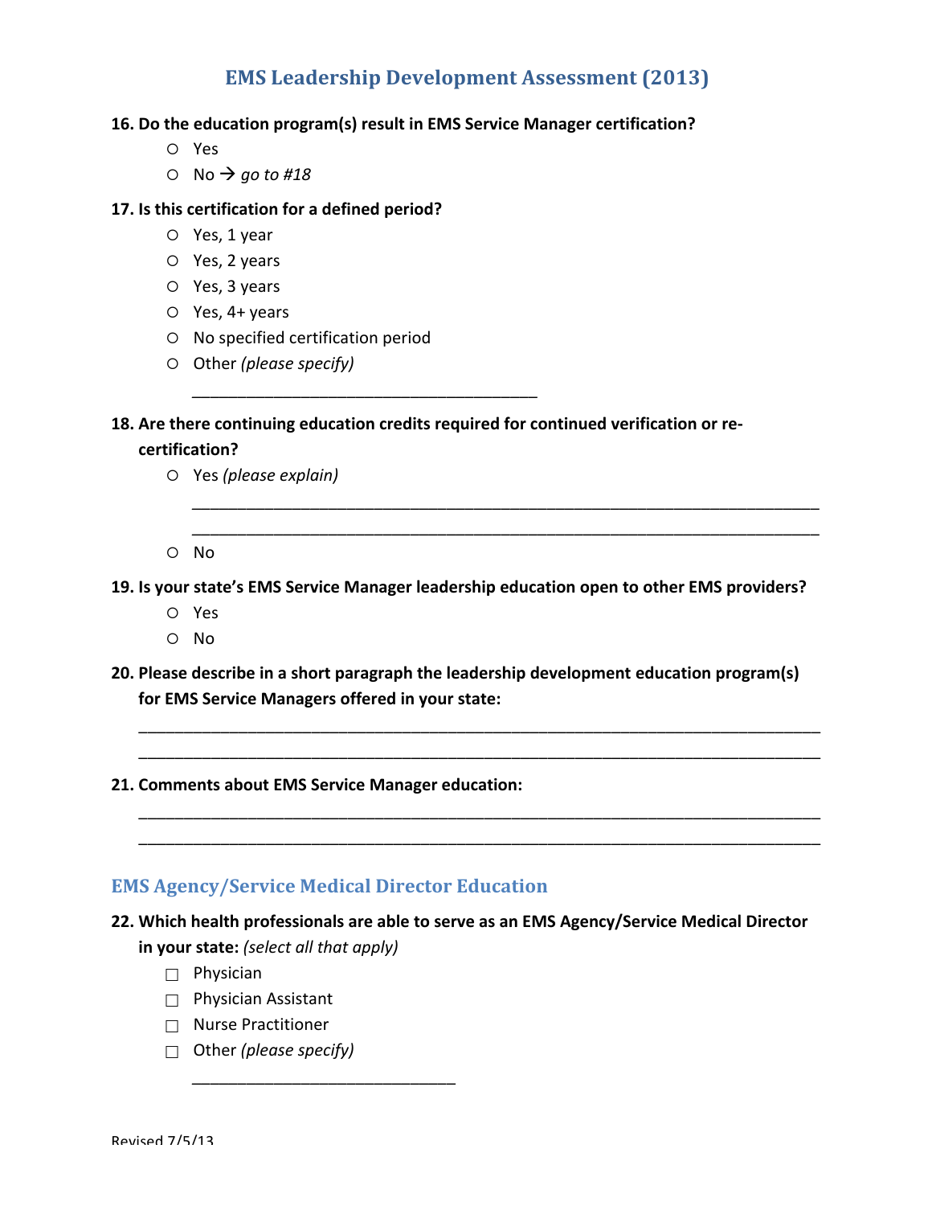# EMS Leadership Development Assessment (2013)

**16. Do the education program(s) result in EMS Service Manager certification?**

- ○ Yes
- ○ No → *go to #18*

**17. Is this certification for a defined period?**

- ○ Yes, 1 year
- ○ Yes, 2 years
- ○ Yes, 3 years
- ○ Yes, 4+ years
- ○ No specified certification period
- ○ Other *(please specify)*

  ______________________________________

**18. Are there continuing education credits required for continued verification or re-certification?**

- ○ Yes *(please explain)*

  ____________________________________________________________________

  ____________________________________________________________________

- ○ No

**19. Is your state's EMS Service Manager leadership education open to other EMS providers?**

- ○ Yes
- ○ No

**20. Please describe in a short paragraph the leadership development education program(s) for EMS Service Managers offered in your state:**

__________________________________________________________________________

__________________________________________________________________________

**21. Comments about EMS Service Manager education:**

__________________________________________________________________________

__________________________________________________________________________

## EMS Agency/Service Medical Director Education

**22. Which health professionals are able to serve as an EMS Agency/Service Medical Director in your state:** *(select all that apply)*

- ☐ Physician
- ☐ Physician Assistant
- ☐ Nurse Practitioner
- ☐ Other *(please specify)*

  _____________________________

Revised 7/5/13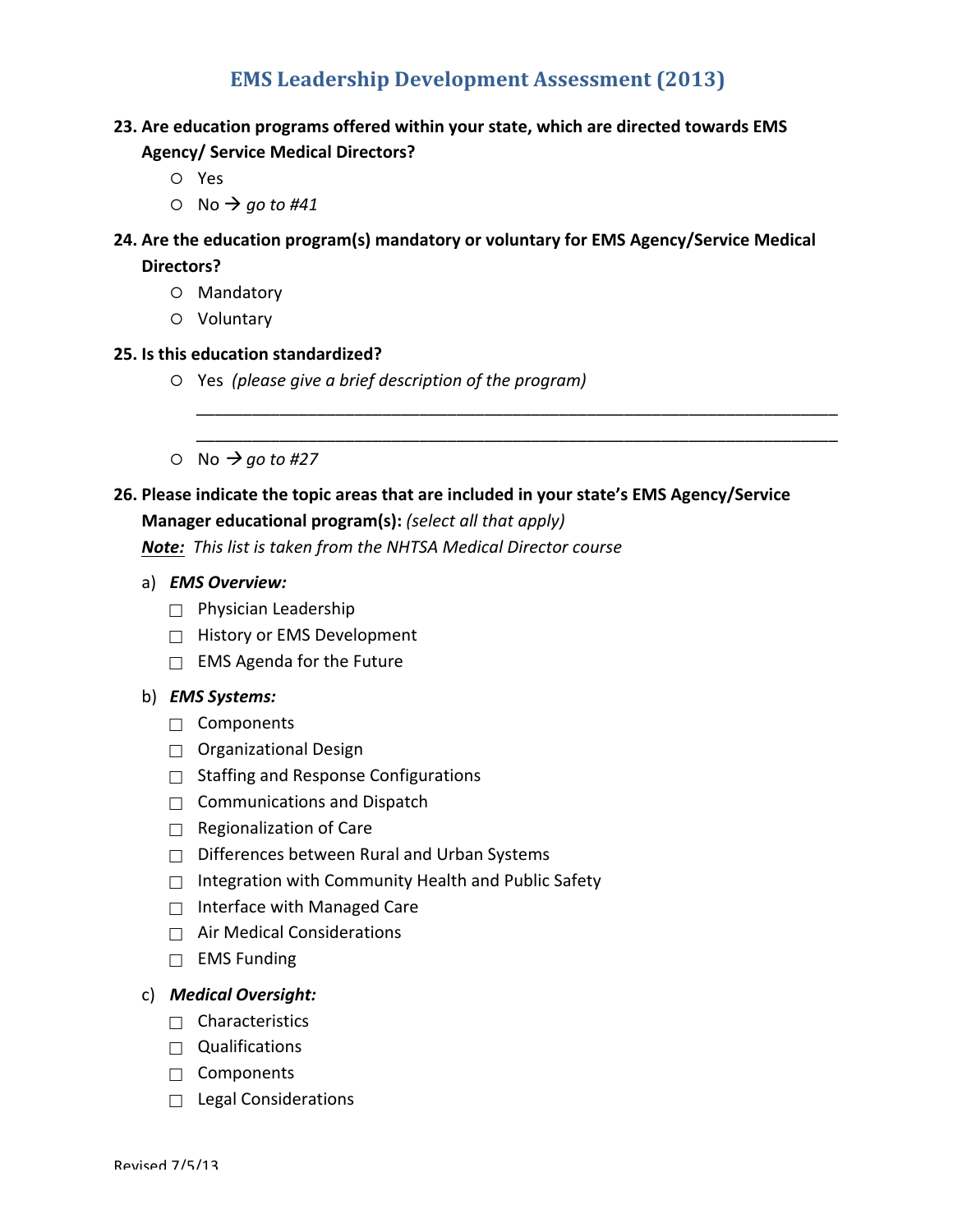## EMS Leadership Development Assessment (2013)

**23. Are education programs offered within your state, which are directed towards EMS Agency/ Service Medical Directors?**

- ○ Yes
- ○ No → *go to #41*

**24. Are the education program(s) mandatory or voluntary for EMS Agency/Service Medical Directors?**

- ○ Mandatory
- ○ Voluntary

**25. Is this education standardized?**

- ○ Yes *(please give a brief description of the program)*

  ______________________________________________________________________

  ______________________________________________________________________

- ○ No → *go to #27*

**26. Please indicate the topic areas that are included in your state's EMS Agency/Service Manager educational program(s):** *(select all that apply)*

***Note:*** *This list is taken from the NHTSA Medical Director course*

a) ***EMS Overview:***

- ☐ Physician Leadership
- ☐ History or EMS Development
- ☐ EMS Agenda for the Future

b) ***EMS Systems:***

- ☐ Components
- ☐ Organizational Design
- ☐ Staffing and Response Configurations
- ☐ Communications and Dispatch
- ☐ Regionalization of Care
- ☐ Differences between Rural and Urban Systems
- ☐ Integration with Community Health and Public Safety
- ☐ Interface with Managed Care
- ☐ Air Medical Considerations
- ☐ EMS Funding

c) ***Medical Oversight:***

- ☐ Characteristics
- ☐ Qualifications
- ☐ Components
- ☐ Legal Considerations

Revised 7/5/13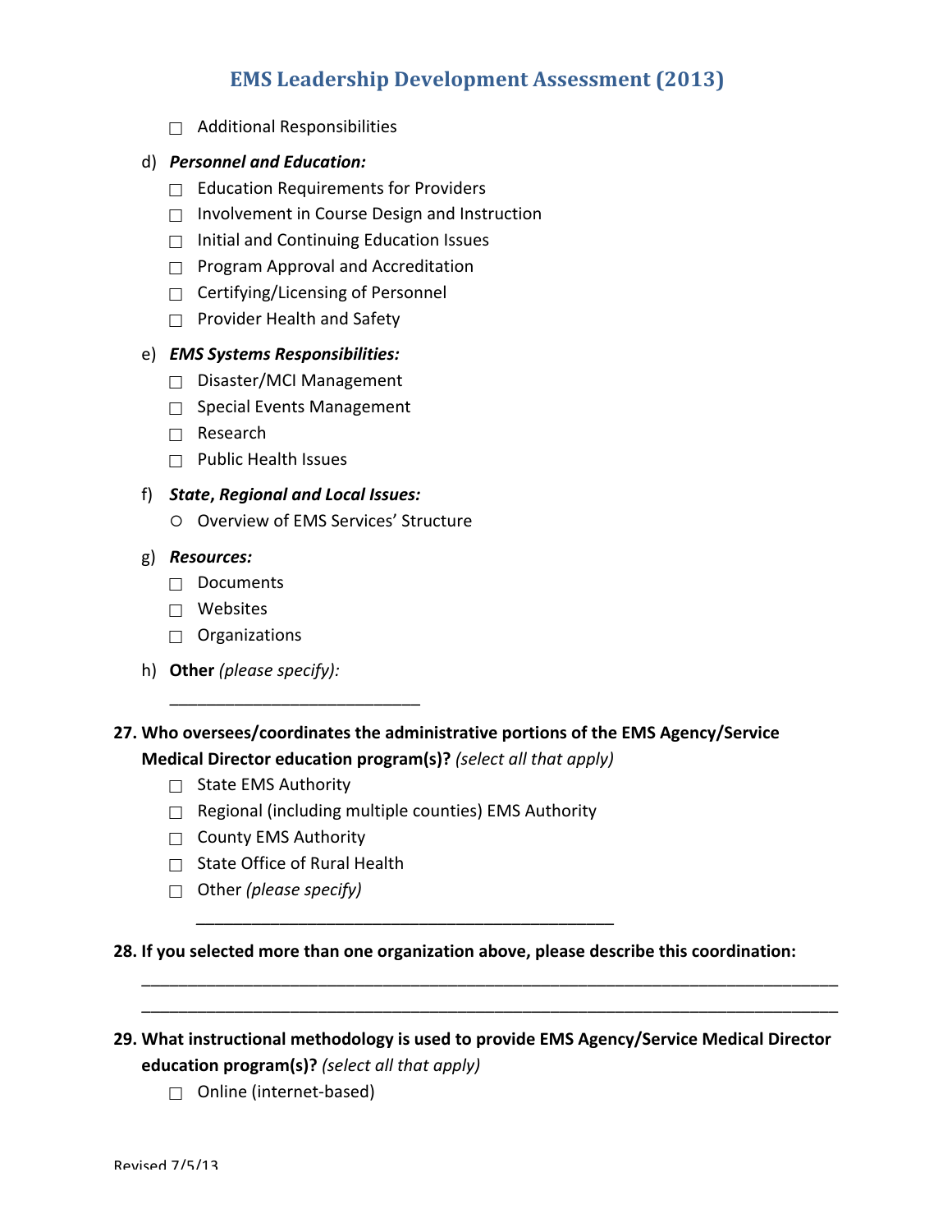- ☐ Additional Responsibilities

d) ***Personnel and Education:***

- ☐ Education Requirements for Providers
- ☐ Involvement in Course Design and Instruction
- ☐ Initial and Continuing Education Issues
- ☐ Program Approval and Accreditation
- ☐ Certifying/Licensing of Personnel
- ☐ Provider Health and Safety

e) ***EMS Systems Responsibilities:***

- ☐ Disaster/MCI Management
- ☐ Special Events Management
- ☐ Research
- ☐ Public Health Issues

f) ***State, Regional and Local Issues:***

- ○ Overview of EMS Services' Structure

g) ***Resources:***

- ☐ Documents
- ☐ Websites
- ☐ Organizations

h) **Other** *(please specify):*

___________________________

**27. Who oversees/coordinates the administrative portions of the EMS Agency/Service Medical Director education program(s)?** *(select all that apply)*

- ☐ State EMS Authority
- ☐ Regional (including multiple counties) EMS Authority
- ☐ County EMS Authority
- ☐ State Office of Rural Health
- ☐ Other *(please specify)*

_____________________________________________

**28. If you selected more than one organization above, please describe this coordination:**

___________________________________________________________________________

___________________________________________________________________________

**29. What instructional methodology is used to provide EMS Agency/Service Medical Director education program(s)?** *(select all that apply)*

- ☐ Online (internet-based)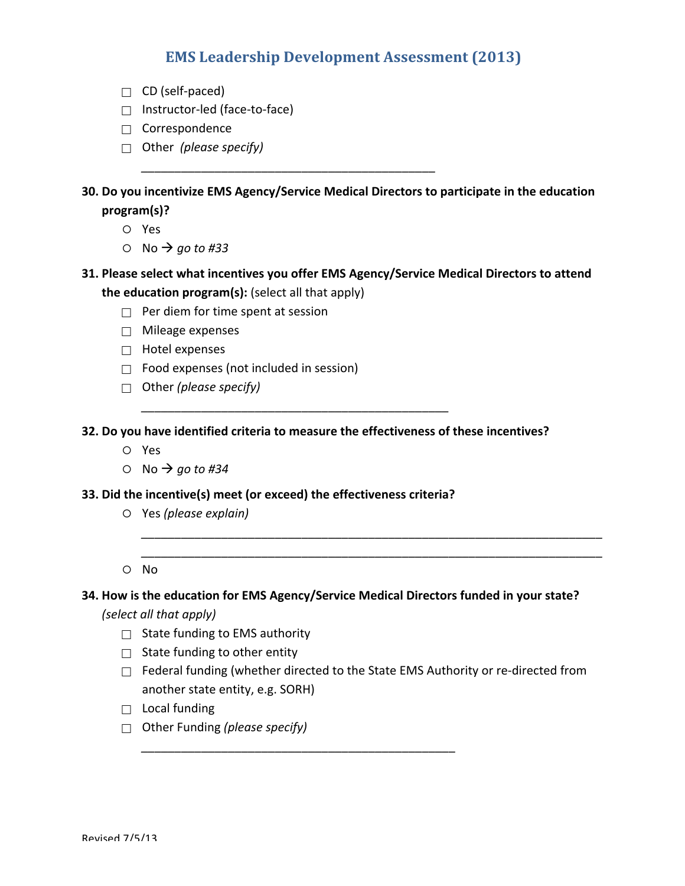- ☐ CD (self-paced)
- ☐ Instructor-led (face-to-face)
- ☐ Correspondence
- ☐ Other *(please specify)*

  ____________________________________________

**30. Do you incentivize EMS Agency/Service Medical Directors to participate in the education program(s)?**

- ○ Yes
- ○ No → *go to #33*

**31. Please select what incentives you offer EMS Agency/Service Medical Directors to attend the education program(s):** (select all that apply)

- ☐ Per diem for time spent at session
- ☐ Mileage expenses
- ☐ Hotel expenses
- ☐ Food expenses (not included in session)
- ☐ Other *(please specify)*

  ______________________________________________

**32. Do you have identified criteria to measure the effectiveness of these incentives?**

- ○ Yes
- ○ No → *go to #34*

**33. Did the incentive(s) meet (or exceed) the effectiveness criteria?**

- ○ Yes *(please explain)*

  ______________________________________________________________________

  ______________________________________________________________________

- ○ No

**34. How is the education for EMS Agency/Service Medical Directors funded in your state?** *(select all that apply)*

- ☐ State funding to EMS authority
- ☐ State funding to other entity
- ☐ Federal funding (whether directed to the State EMS Authority or re-directed from another state entity, e.g. SORH)
- ☐ Local funding
- ☐ Other Funding *(please specify)*

  _______________________________________________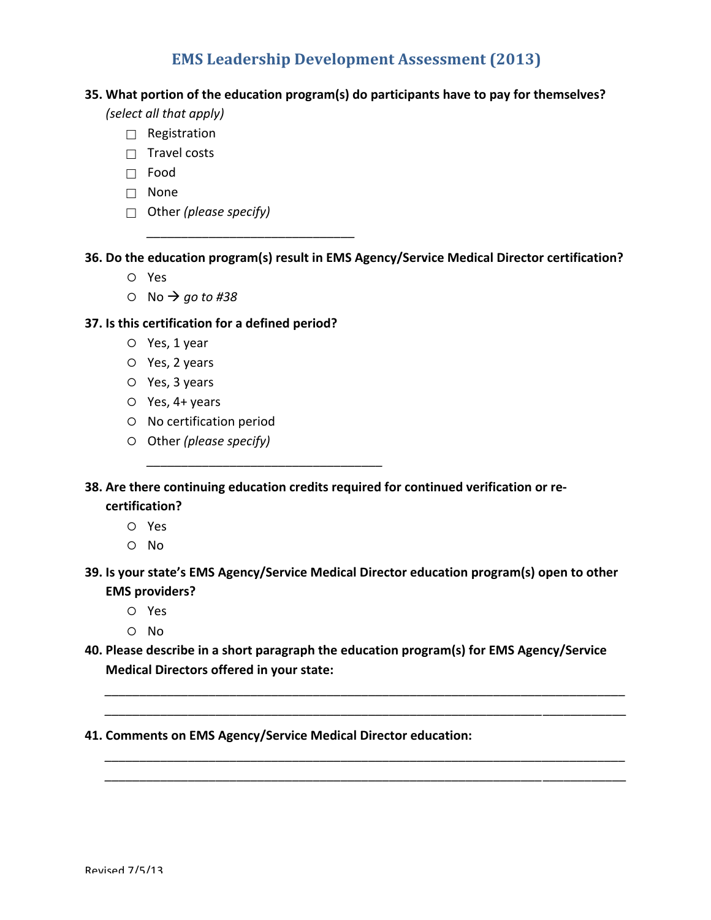**35. What portion of the education program(s) do participants have to pay for themselves?**
*(select all that apply)*

- ☐ Registration
- ☐ Travel costs
- ☐ Food
- ☐ None
- ☐ Other *(please specify)*

  ______________________________

**36. Do the education program(s) result in EMS Agency/Service Medical Director certification?**

- ○ Yes
- ○ No → *go to #38*

**37. Is this certification for a defined period?**

- ○ Yes, 1 year
- ○ Yes, 2 years
- ○ Yes, 3 years
- ○ Yes, 4+ years
- ○ No certification period
- ○ Other *(please specify)*

  __________________________________

**38. Are there continuing education credits required for continued verification or re-certification?**

- ○ Yes
- ○ No

**39. Is your state's EMS Agency/Service Medical Director education program(s) open to other EMS providers?**

- ○ Yes
- ○ No

**40. Please describe in a short paragraph the education program(s) for EMS Agency/Service Medical Directors offered in your state:**

___________________________________________________________________________

___________________________________________________________________________

**41. Comments on EMS Agency/Service Medical Director education:**

___________________________________________________________________________

___________________________________________________________________________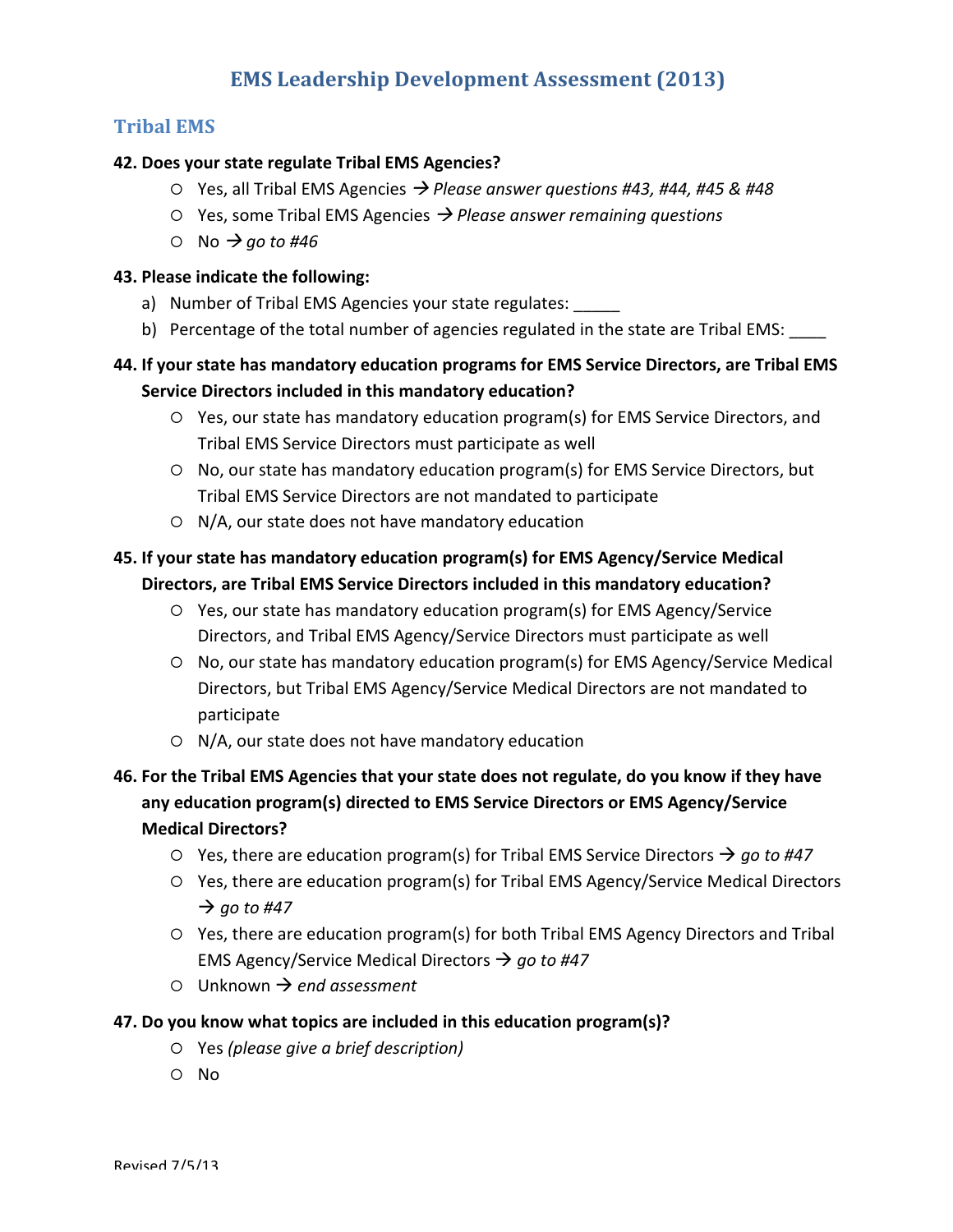# EMS Leadership Development Assessment (2013)

## Tribal EMS

**42. Does your state regulate Tribal EMS Agencies?**

- ○ Yes, all Tribal EMS Agencies → *Please answer questions #43, #44, #45 & #48*
- ○ Yes, some Tribal EMS Agencies → *Please answer remaining questions*
- ○ No → *go to #46*

**43. Please indicate the following:**

a) Number of Tribal EMS Agencies your state regulates: _____

b) Percentage of the total number of agencies regulated in the state are Tribal EMS: ____

**44. If your state has mandatory education programs for EMS Service Directors, are Tribal EMS Service Directors included in this mandatory education?**

- ○ Yes, our state has mandatory education program(s) for EMS Service Directors, and Tribal EMS Service Directors must participate as well
- ○ No, our state has mandatory education program(s) for EMS Service Directors, but Tribal EMS Service Directors are not mandated to participate
- ○ N/A, our state does not have mandatory education

**45. If your state has mandatory education program(s) for EMS Agency/Service Medical Directors, are Tribal EMS Service Directors included in this mandatory education?**

- ○ Yes, our state has mandatory education program(s) for EMS Agency/Service Directors, and Tribal EMS Agency/Service Directors must participate as well
- ○ No, our state has mandatory education program(s) for EMS Agency/Service Medical Directors, but Tribal EMS Agency/Service Medical Directors are not mandated to participate
- ○ N/A, our state does not have mandatory education

**46. For the Tribal EMS Agencies that your state does not regulate, do you know if they have any education program(s) directed to EMS Service Directors or EMS Agency/Service Medical Directors?**

- ○ Yes, there are education program(s) for Tribal EMS Service Directors → *go to #47*
- ○ Yes, there are education program(s) for Tribal EMS Agency/Service Medical Directors → *go to #47*
- ○ Yes, there are education program(s) for both Tribal EMS Agency Directors and Tribal EMS Agency/Service Medical Directors → *go to #47*
- ○ Unknown → *end assessment*

**47. Do you know what topics are included in this education program(s)?**

- ○ Yes *(please give a brief description)*
- ○ No

Revised 7/5/13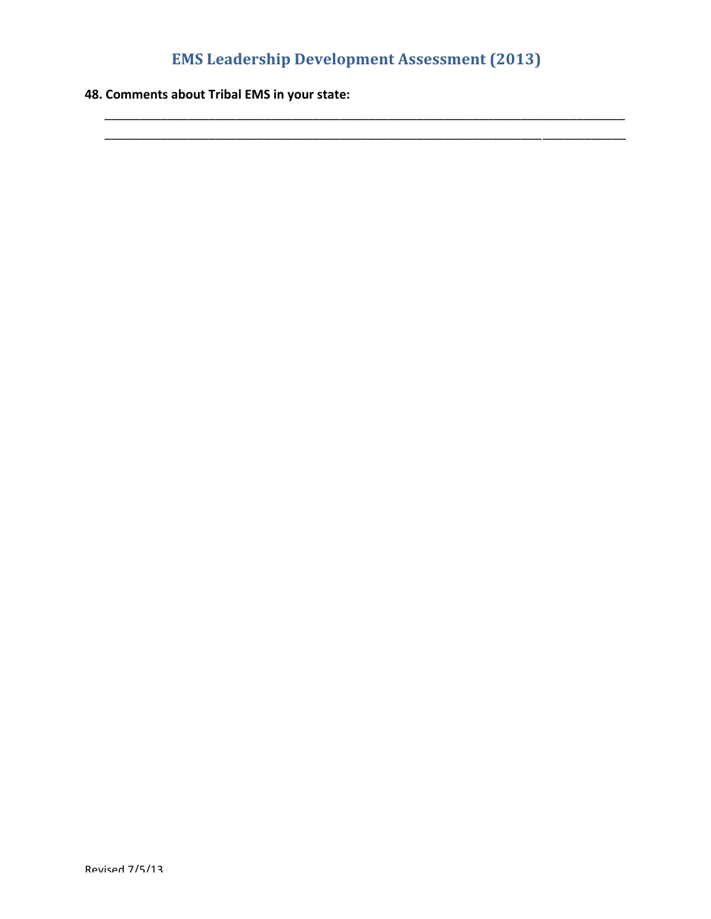**48. Comments about Tribal EMS in your state:**

_______________________________________________________________________________

_______________________________________________________________________________